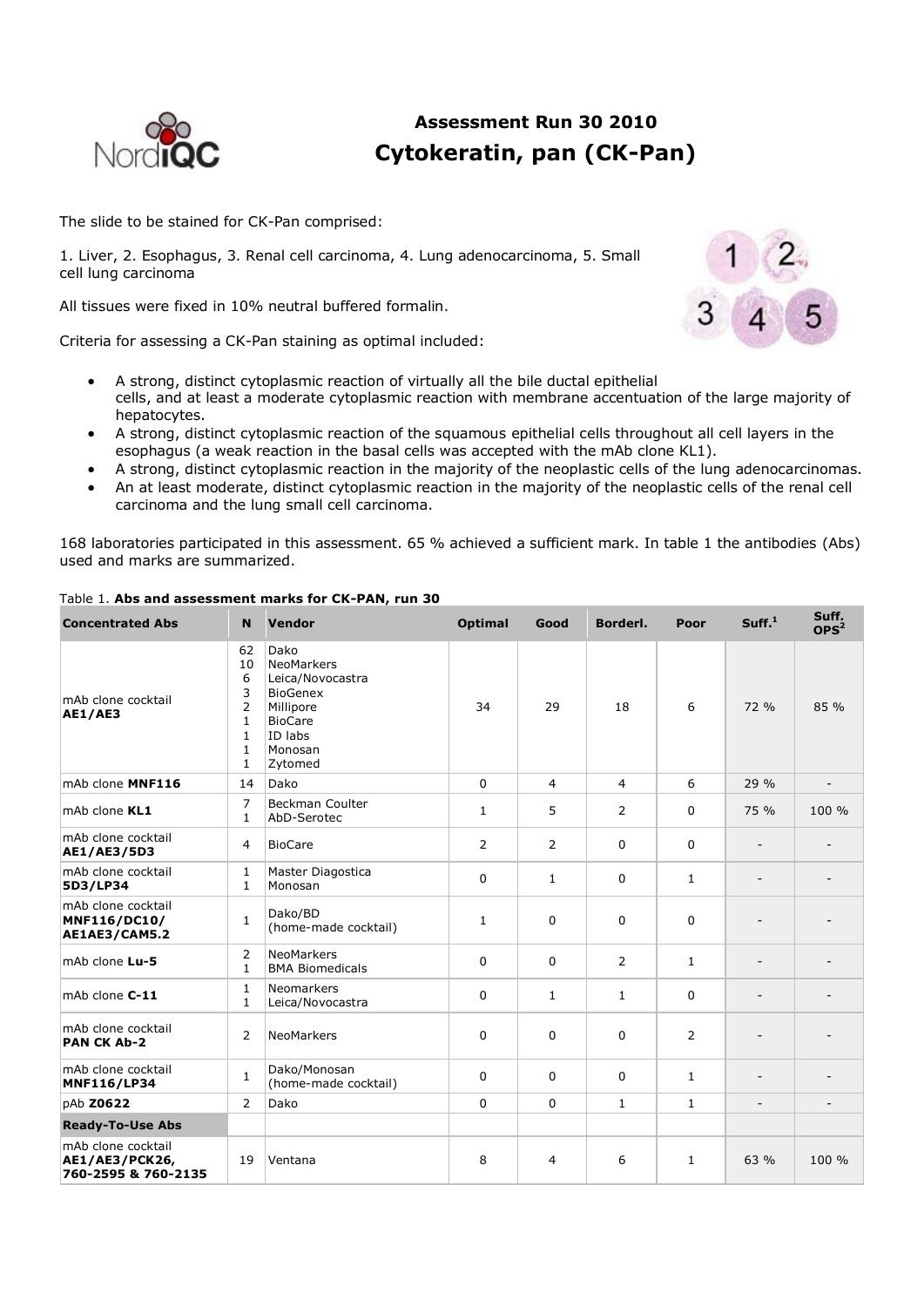# Assessment Run 30 2010
## Cytokeratin, pan (CK-Pan)

The slide to be stained for CK-Pan comprised:

1. Liver, 2. Esophagus, 3. Renal cell carcinoma, 4. Lung adenocarcinoma, 5. Small cell lung carcinoma

All tissues were fixed in 10% neutral buffered formalin.

Criteria for assessing a CK-Pan staining as optimal included:

- A strong, distinct cytoplasmic reaction of virtually all the bile ductal epithelial cells, and at least a moderate cytoplasmic reaction with membrane accentuation of the large majority of hepatocytes.
- A strong, distinct cytoplasmic reaction of the squamous epithelial cells throughout all cell layers in the esophagus (a weak reaction in the basal cells was accepted with the mAb clone KL1).
- A strong, distinct cytoplasmic reaction in the majority of the neoplastic cells of the lung adenocarcinomas.
- An at least moderate, distinct cytoplasmic reaction in the majority of the neoplastic cells of the renal cell carcinoma and the lung small cell carcinoma.

168 laboratories participated in this assessment. 65 % achieved a sufficient mark. In table 1 the antibodies (Abs) used and marks are summarized.

Table 1. **Abs and assessment marks for CK-PAN, run 30**

| Concentrated Abs | N | Vendor | Optimal | Good | Borderl. | Poor | Suff.[1] | Suff. OPS[2] |
|---|---|---|---|---|---|---|---|---|
| mAb clone cocktail **AE1/AE3** | 62<br>10<br>6<br>3<br>2<br>1<br>1<br>1<br>1 | Dako<br>NeoMarkers<br>Leica/Novocastra<br>BioGenex<br>Millipore<br>BioCare<br>ID labs<br>Monosan<br>Zytomed | 34 | 29 | 18 | 6 | 72 % | 85 % |
| mAb clone **MNF116** | 14 | Dako | 0 | 4 | 4 | 6 | 29 % | - |
| mAb clone **KL1** | 7<br>1 | Beckman Coulter<br>AbD-Serotec | 1 | 5 | 2 | 0 | 75 % | 100 % |
| mAb clone cocktail **AE1/AE3/5D3** | 4 | BioCare | 2 | 2 | 0 | 0 | - | - |
| mAb clone cocktail **5D3/LP34** | 1<br>1 | Master Diagostica<br>Monosan | 0 | 1 | 0 | 1 | - | - |
| mAb clone cocktail **MNF116/DC10/ AE1AE3/CAM5.2** | 1 | Dako/BD<br>(home-made cocktail) | 1 | 0 | 0 | 0 | - | - |
| mAb clone **Lu-5** | 2<br>1 | NeoMarkers<br>BMA Biomedicals | 0 | 0 | 2 | 1 | - | - |
| mAb clone **C-11** | 1<br>1 | Neomarkers<br>Leica/Novocastra | 0 | 1 | 1 | 0 | - | - |
| mAb clone cocktail **PAN CK Ab-2** | 2 | NeoMarkers | 0 | 0 | 0 | 2 | - | - |
| mAb clone cocktail **MNF116/LP34** | 1 | Dako/Monosan<br>(home-made cocktail) | 0 | 0 | 0 | 1 | - | - |
| pAb **Z0622** | 2 | Dako | 0 | 0 | 1 | 1 | - | - |
| **Ready-To-Use Abs** | | | | | | | | |
| mAb clone cocktail **AE1/AE3/PCK26, 760-2595 & 760-2135** | 19 | Ventana | 8 | 4 | 6 | 1 | 63 % | 100 % |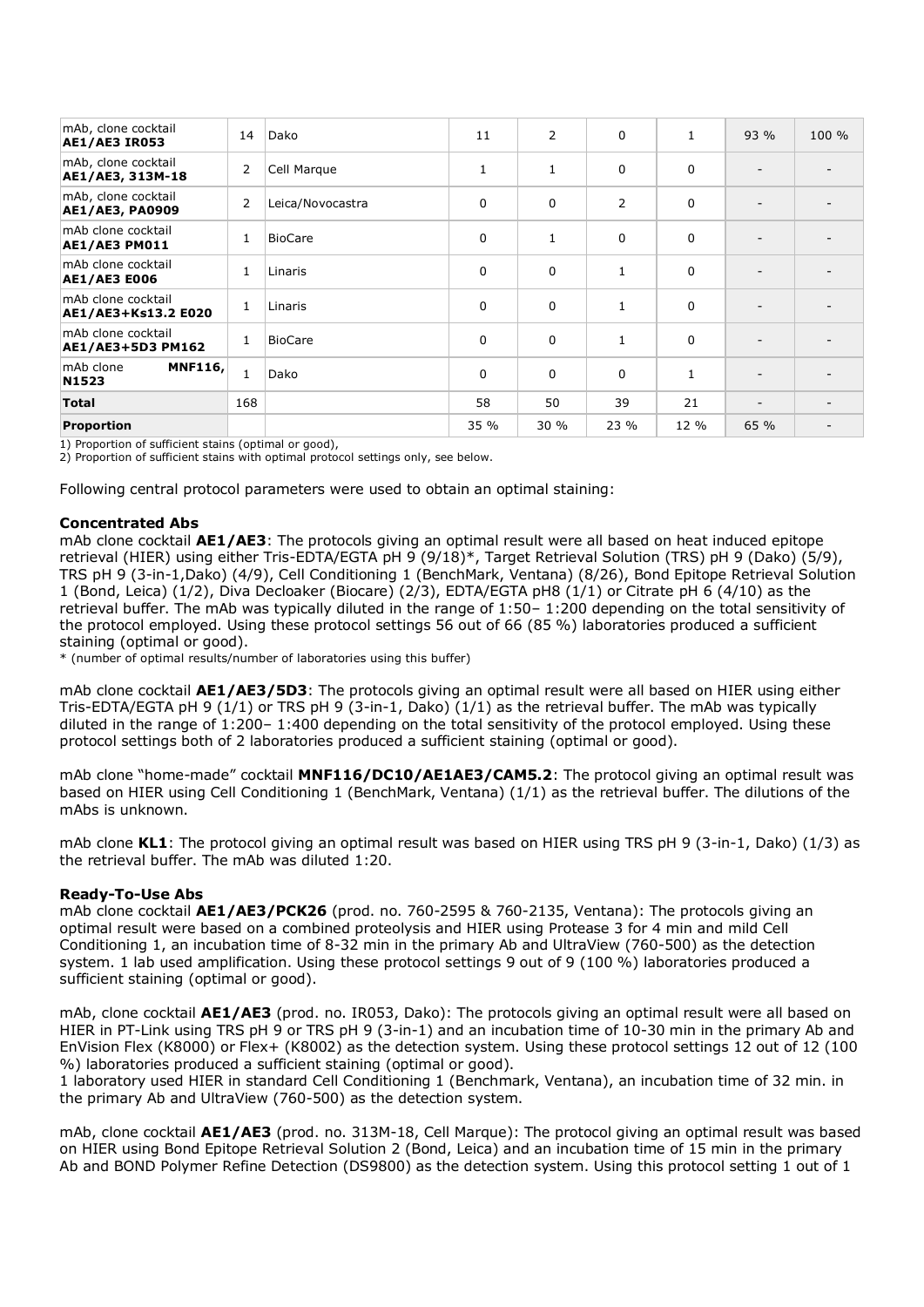| mAb, clone cocktail **AE1/AE3 IR053** | 14 | Dako | 11 | 2 | 0 | 1 | 93 % | 100 % |
|---|---|---|---|---|---|---|---|---|
| mAb, clone cocktail **AE1/AE3, 313M-18** | 2 | Cell Marque | 1 | 1 | 0 | 0 | - | - |
| mAb, clone cocktail **AE1/AE3, PA0909** | 2 | Leica/Novocastra | 0 | 0 | 2 | 0 | - | - |
| mAb clone cocktail **AE1/AE3 PM011** | 1 | BioCare | 0 | 1 | 0 | 0 | - | - |
| mAb clone cocktail **AE1/AE3 E006** | 1 | Linaris | 0 | 0 | 1 | 0 | - | - |
| mAb clone cocktail **AE1/AE3+Ks13.2 E020** | 1 | Linaris | 0 | 0 | 1 | 0 | - | - |
| mAb clone cocktail **AE1/AE3+5D3 PM162** | 1 | BioCare | 0 | 0 | 1 | 0 | - | - |
| mAb clone **MNF116, N1523** | 1 | Dako | 0 | 0 | 0 | 1 | - | - |
| **Total** | 168 | | 58 | 50 | 39 | 21 | - | - |
| **Proportion** | | | 35 % | 30 % | 23 % | 12 % | 65 % | - |

1) Proportion of sufficient stains (optimal or good),
2) Proportion of sufficient stains with optimal protocol settings only, see below.

Following central protocol parameters were used to obtain an optimal staining:

**Concentrated Abs**

mAb clone cocktail **AE1/AE3**: The protocols giving an optimal result were all based on heat induced epitope retrieval (HIER) using either Tris-EDTA/EGTA pH 9 (9/18)*, Target Retrieval Solution (TRS) pH 9 (Dako) (5/9), TRS pH 9 (3-in-1,Dako) (4/9), Cell Conditioning 1 (BenchMark, Ventana) (8/26), Bond Epitope Retrieval Solution 1 (Bond, Leica) (1/2), Diva Decloaker (Biocare) (2/3), EDTA/EGTA pH8 (1/1) or Citrate pH 6 (4/10) as the retrieval buffer. The mAb was typically diluted in the range of 1:50– 1:200 depending on the total sensitivity of the protocol employed. Using these protocol settings 56 out of 66 (85 %) laboratories produced a sufficient staining (optimal or good).

* (number of optimal results/number of laboratories using this buffer)

mAb clone cocktail **AE1/AE3/5D3**: The protocols giving an optimal result were all based on HIER using either Tris-EDTA/EGTA pH 9 (1/1) or TRS pH 9 (3-in-1, Dako) (1/1) as the retrieval buffer. The mAb was typically diluted in the range of 1:200– 1:400 depending on the total sensitivity of the protocol employed. Using these protocol settings both of 2 laboratories produced a sufficient staining (optimal or good).

mAb clone "home-made" cocktail **MNF116/DC10/AE1AE3/CAM5.2**: The protocol giving an optimal result was based on HIER using Cell Conditioning 1 (BenchMark, Ventana) (1/1) as the retrieval buffer. The dilutions of the mAbs is unknown.

mAb clone **KL1**: The protocol giving an optimal result was based on HIER using TRS pH 9 (3-in-1, Dako) (1/3) as the retrieval buffer. The mAb was diluted 1:20.

**Ready-To-Use Abs**

mAb clone cocktail **AE1/AE3/PCK26** (prod. no. 760-2595 & 760-2135, Ventana): The protocols giving an optimal result were based on a combined proteolysis and HIER using Protease 3 for 4 min and mild Cell Conditioning 1, an incubation time of 8-32 min in the primary Ab and UltraView (760-500) as the detection system. 1 lab used amplification. Using these protocol settings 9 out of 9 (100 %) laboratories produced a sufficient staining (optimal or good).

mAb, clone cocktail **AE1/AE3** (prod. no. IR053, Dako): The protocols giving an optimal result were all based on HIER in PT-Link using TRS pH 9 or TRS pH 9 (3-in-1) and an incubation time of 10-30 min in the primary Ab and EnVision Flex (K8000) or Flex+ (K8002) as the detection system. Using these protocol settings 12 out of 12 (100 %) laboratories produced a sufficient staining (optimal or good).

1 laboratory used HIER in standard Cell Conditioning 1 (Benchmark, Ventana), an incubation time of 32 min. in the primary Ab and UltraView (760-500) as the detection system.

mAb, clone cocktail **AE1/AE3** (prod. no. 313M-18, Cell Marque): The protocol giving an optimal result was based on HIER using Bond Epitope Retrieval Solution 2 (Bond, Leica) and an incubation time of 15 min in the primary Ab and BOND Polymer Refine Detection (DS9800) as the detection system. Using this protocol setting 1 out of 1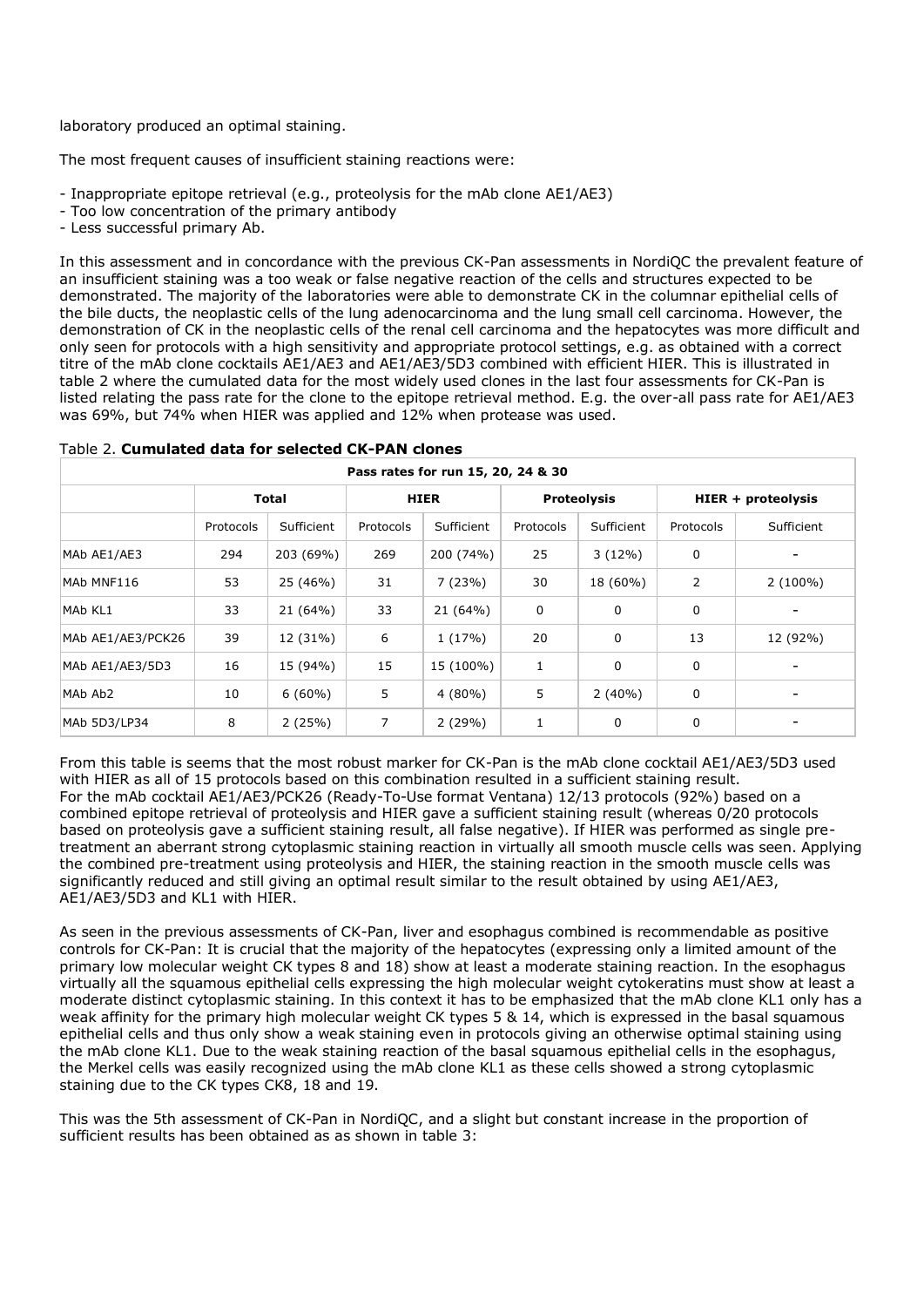laboratory produced an optimal staining.

The most frequent causes of insufficient staining reactions were:

- Inappropriate epitope retrieval (e.g., proteolysis for the mAb clone AE1/AE3)
- Too low concentration of the primary antibody
- Less successful primary Ab.

In this assessment and in concordance with the previous CK-Pan assessments in NordiQC the prevalent feature of an insufficient staining was a too weak or false negative reaction of the cells and structures expected to be demonstrated. The majority of the laboratories were able to demonstrate CK in the columnar epithelial cells of the bile ducts, the neoplastic cells of the lung adenocarcinoma and the lung small cell carcinoma. However, the demonstration of CK in the neoplastic cells of the renal cell carcinoma and the hepatocytes was more difficult and only seen for protocols with a high sensitivity and appropriate protocol settings, e.g. as obtained with a correct titre of the mAb clone cocktails AE1/AE3 and AE1/AE3/5D3 combined with efficient HIER. This is illustrated in table 2 where the cumulated data for the most widely used clones in the last four assessments for CK-Pan is listed relating the pass rate for the clone to the epitope retrieval method. E.g. the over-all pass rate for AE1/AE3 was 69%, but 74% when HIER was applied and 12% when protease was used.

Table 2. **Cumulated data for selected CK-PAN clones**

| Pass rates for run 15, 20, 24 & 30 | | | | | | | | |
|---|---|---|---|---|---|---|---|---|
| | **Total** | | **HIER** | | **Proteolysis** | | **HIER + proteolysis** | |
| | Protocols | Sufficient | Protocols | Sufficient | Protocols | Sufficient | Protocols | Sufficient |
| MAb AE1/AE3 | 294 | 203 (69%) | 269 | 200 (74%) | 25 | 3 (12%) | 0 | - |
| MAb MNF116 | 53 | 25 (46%) | 31 | 7 (23%) | 30 | 18 (60%) | 2 | 2 (100%) |
| MAb KL1 | 33 | 21 (64%) | 33 | 21 (64%) | 0 | 0 | 0 | - |
| MAb AE1/AE3/PCK26 | 39 | 12 (31%) | 6 | 1 (17%) | 20 | 0 | 13 | 12 (92%) |
| MAb AE1/AE3/5D3 | 16 | 15 (94%) | 15 | 15 (100%) | 1 | 0 | 0 | - |
| MAb Ab2 | 10 | 6 (60%) | 5 | 4 (80%) | 5 | 2 (40%) | 0 | - |
| MAb 5D3/LP34 | 8 | 2 (25%) | 7 | 2 (29%) | 1 | 0 | 0 | - |

From this table is seems that the most robust marker for CK-Pan is the mAb clone cocktail AE1/AE3/5D3 used with HIER as all of 15 protocols based on this combination resulted in a sufficient staining result.
For the mAb cocktail AE1/AE3/PCK26 (Ready-To-Use format Ventana) 12/13 protocols (92%) based on a combined epitope retrieval of proteolysis and HIER gave a sufficient staining result (whereas 0/20 protocols based on proteolysis gave a sufficient staining result, all false negative). If HIER was performed as single pre-treatment an aberrant strong cytoplasmic staining reaction in virtually all smooth muscle cells was seen. Applying the combined pre-treatment using proteolysis and HIER, the staining reaction in the smooth muscle cells was significantly reduced and still giving an optimal result similar to the result obtained by using AE1/AE3, AE1/AE3/5D3 and KL1 with HIER.

As seen in the previous assessments of CK-Pan, liver and esophagus combined is recommendable as positive controls for CK-Pan: It is crucial that the majority of the hepatocytes (expressing only a limited amount of the primary low molecular weight CK types 8 and 18) show at least a moderate staining reaction. In the esophagus virtually all the squamous epithelial cells expressing the high molecular weight cytokeratins must show at least a moderate distinct cytoplasmic staining. In this context it has to be emphasized that the mAb clone KL1 only has a weak affinity for the primary high molecular weight CK types 5 & 14, which is expressed in the basal squamous epithelial cells and thus only show a weak staining even in protocols giving an otherwise optimal staining using the mAb clone KL1. Due to the weak staining reaction of the basal squamous epithelial cells in the esophagus, the Merkel cells was easily recognized using the mAb clone KL1 as these cells showed a strong cytoplasmic staining due to the CK types CK8, 18 and 19.

This was the 5th assessment of CK-Pan in NordiQC, and a slight but constant increase in the proportion of sufficient results has been obtained as as shown in table 3: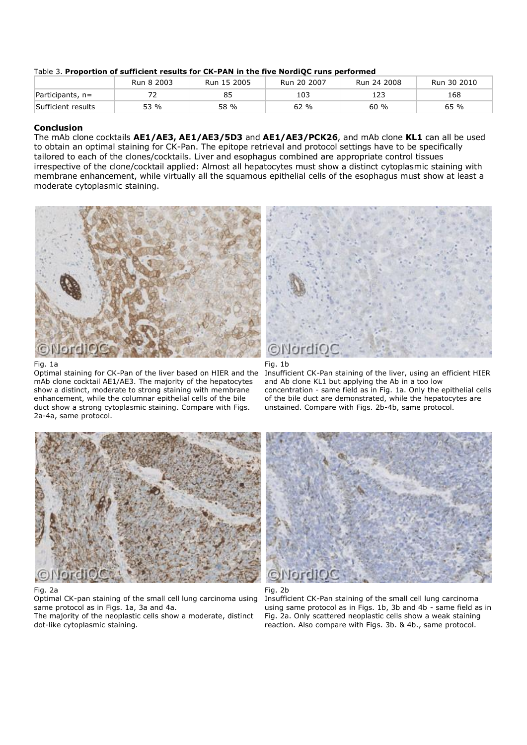Table 3. **Proportion of sufficient results for CK-PAN in the five NordiQC runs performed**

| | Run 8 2003 | Run 15 2005 | Run 20 2007 | Run 24 2008 | Run 30 2010 |
|---|---|---|---|---|---|
| Participants, n= | 72 | 85 | 103 | 123 | 168 |
| Sufficient results | 53 % | 58 % | 62 % | 60 % | 65 % |

**Conclusion**

The mAb clone cocktails **AE1/AE3, AE1/AE3/5D3** and **AE1/AE3/PCK26**, and mAb clone **KL1** can all be used to obtain an optimal staining for CK-Pan. The epitope retrieval and protocol settings have to be specifically tailored to each of the clones/cocktails. Liver and esophagus combined are appropriate control tissues irrespective of the clone/cocktail applied: Almost all hepatocytes must show a distinct cytoplasmic staining with membrane enhancement, while virtually all the squamous epithelial cells of the esophagus must show at least a moderate cytoplasmic staining.

Fig. 1a
Optimal staining for CK-Pan of the liver based on HIER and the mAb clone cocktail AE1/AE3. The majority of the hepatocytes show a distinct, moderate to strong staining with membrane enhancement, while the columnar epithelial cells of the bile duct show a strong cytoplasmic staining. Compare with Figs. 2a-4a, same protocol.

Fig. 1b
Insufficient CK-Pan staining of the liver, using an efficient HIER and Ab clone KL1 but applying the Ab in a too low concentration - same field as in Fig. 1a. Only the epithelial cells of the bile duct are demonstrated, while the hepatocytes are unstained. Compare with Figs. 2b-4b, same protocol.

Fig. 2a
Optimal CK-pan staining of the small cell lung carcinoma using same protocol as in Figs. 1a, 3a and 4a.
The majority of the neoplastic cells show a moderate, distinct dot-like cytoplasmic staining.

Fig. 2b
Insufficient CK-Pan staining of the small cell lung carcinoma using same protocol as in Figs. 1b, 3b and 4b - same field as in Fig. 2a. Only scattered neoplastic cells show a weak staining reaction. Also compare with Figs. 3b. & 4b., same protocol.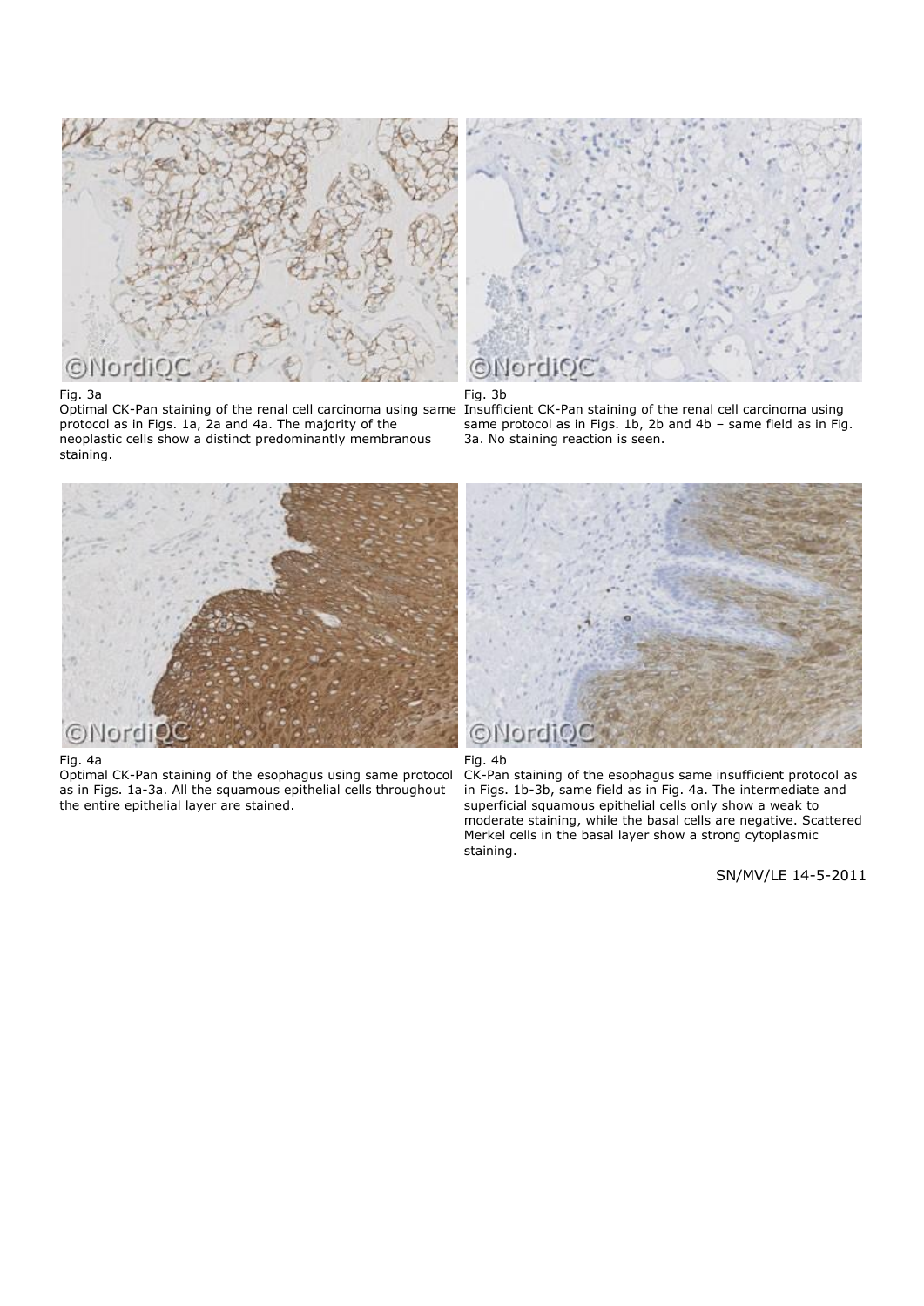Fig. 3a
Optimal CK-Pan staining of the renal cell carcinoma using same protocol as in Figs. 1a, 2a and 4a. The majority of the neoplastic cells show a distinct predominantly membranous staining.

Fig. 3b
Insufficient CK-Pan staining of the renal cell carcinoma using same protocol as in Figs. 1b, 2b and 4b – same field as in Fig. 3a. No staining reaction is seen.

Fig. 4a
Optimal CK-Pan staining of the esophagus using same protocol as in Figs. 1a-3a. All the squamous epithelial cells throughout the entire epithelial layer are stained.

Fig. 4b
CK-Pan staining of the esophagus same insufficient protocol as in Figs. 1b-3b, same field as in Fig. 4a. The intermediate and superficial squamous epithelial cells only show a weak to moderate staining, while the basal cells are negative. Scattered Merkel cells in the basal layer show a strong cytoplasmic staining.

SN/MV/LE 14-5-2011